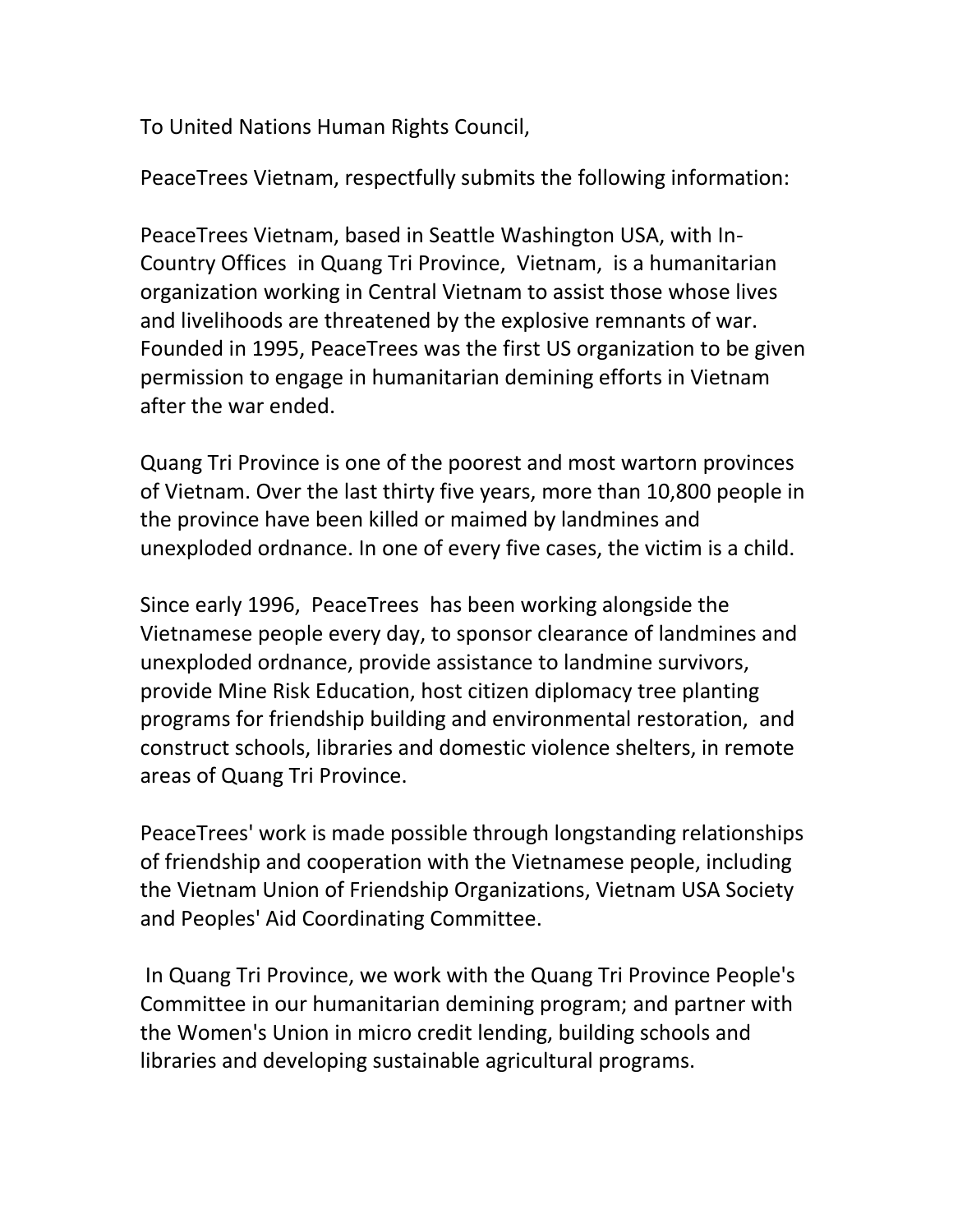To United Nations Human Rights Council,

PeaceTrees Vietnam, respectfully submits the following information:

PeaceTrees Vietnam, based in Seattle Washington USA, with In-Country Offices in Quang Tri Province, Vietnam, is a humanitarian organization working in Central Vietnam to assist those whose lives and livelihoods are threatened by the explosive remnants of war. Founded in 1995, PeaceTrees was the first US organization to be given permission to engage in humanitarian demining efforts in Vietnam after the war ended.

Quang Tri Province is one of the poorest and most wartorn provinces of Vietnam. Over the last thirty five years, more than 10,800 people in the province have been killed or maimed by landmines and unexploded ordnance. In one of every five cases, the victim is a child.

Since early 1996, PeaceTrees has been working alongside the Vietnamese people every day, to sponsor clearance of landmines and unexploded ordnance, provide assistance to landmine survivors, provide Mine Risk Education, host citizen diplomacy tree planting programs for friendship building and environmental restoration, and construct schools, libraries and domestic violence shelters, in remote areas of Quang Tri Province.

PeaceTrees' work is made possible through longstanding relationships of friendship and cooperation with the Vietnamese people, including the Vietnam Union of Friendship Organizations, Vietnam USA Society and Peoples' Aid Coordinating Committee.

In Quang Tri Province, we work with the Quang Tri Province People's Committee in our humanitarian demining program; and partner with the Women's Union in micro credit lending, building schools and libraries and developing sustainable agricultural programs.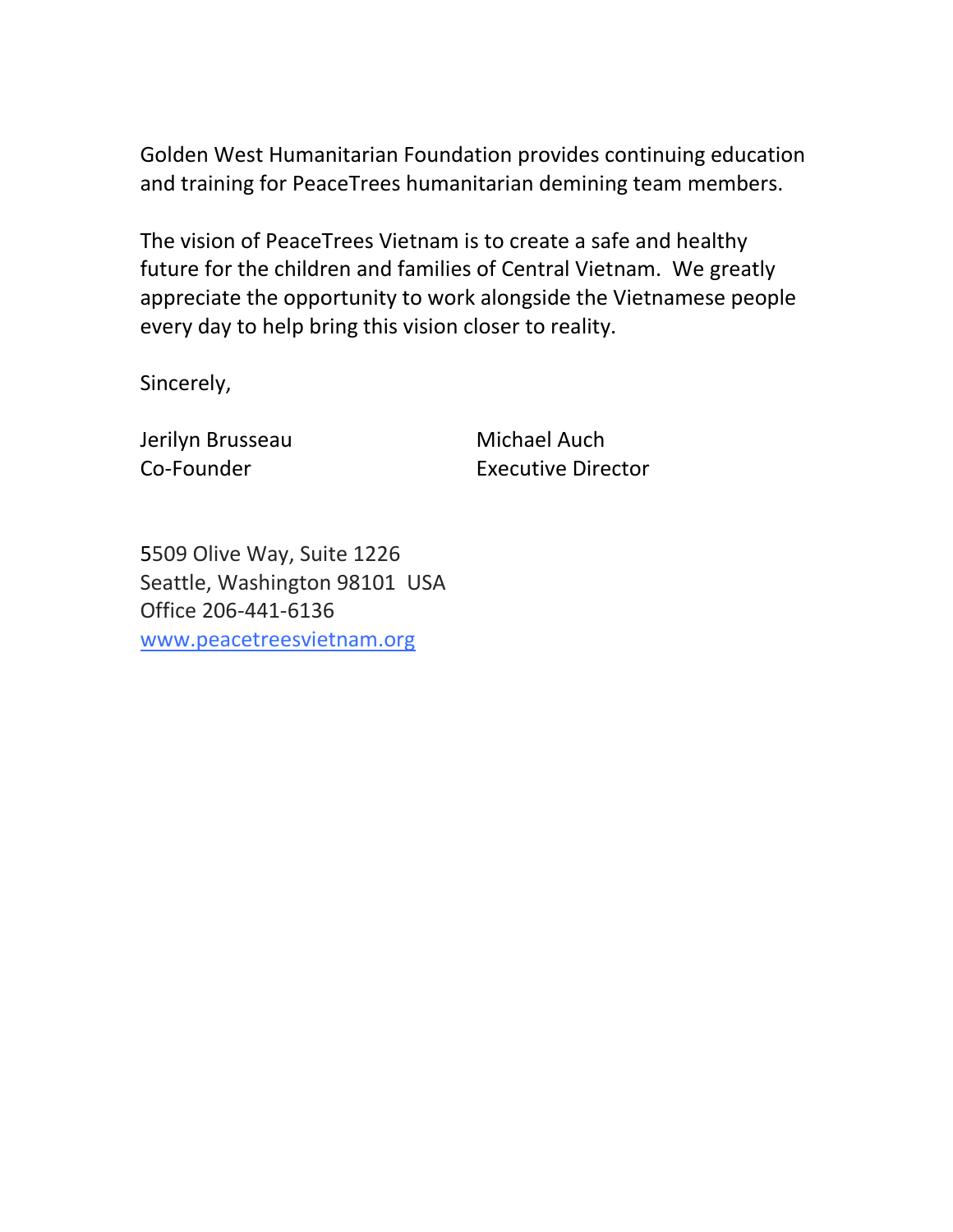Golden West Humanitarian Foundation provides continuing education and training for PeaceTrees humanitarian demining team members.

The vision of PeaceTrees Vietnam is to create a safe and healthy future for the children and families of Central Vietnam. We greatly appreciate the opportunity to work alongside the Vietnamese people every day to help bring this vision closer to reality.

Sincerely,

Jerilyn Brusseau
Co-Founder

Michael Auch
Executive Director

5509 Olive Way, Suite 1226
Seattle, Washington 98101 USA
Office 206-441-6136
www.peacetreesvietnam.org